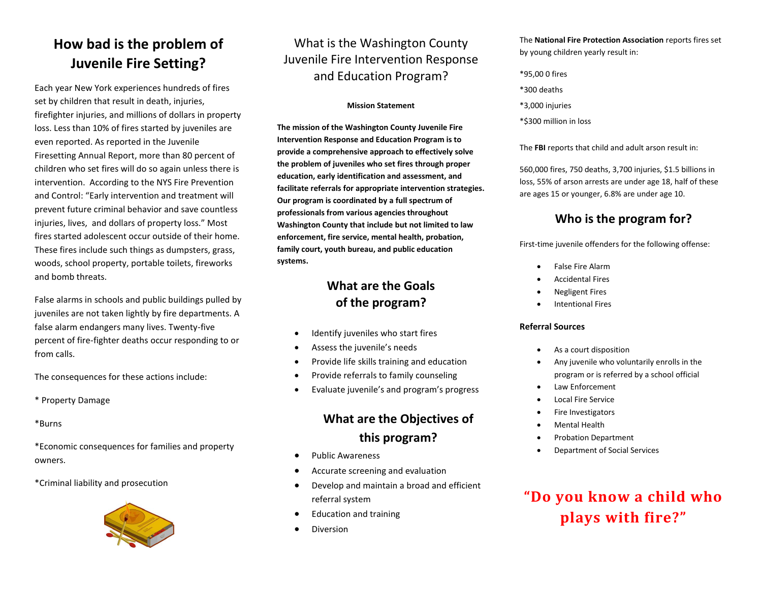# How bad is the problem of Juvenile Fire Setting?

Each year New York experiences hundreds of fires set by children that result in death, injuries, firefighter injuries, and millions of dollars in property loss. Less than 10% of fires started by juveniles are even reported. As reported in the Juvenile Firesetting Annual Report, more than 80 percent of children who set fires will do so again unless there is intervention. According to the NYS Fire Prevention and Control: "Early intervention and treatment will prevent future criminal behavior and save countless injuries, lives, and dollars of property loss." Most fires started adolescent occur outside of their home. These fires include such things as dumpsters, grass, woods, school property, portable toilets, fireworks and bomb threats.

False alarms in schools and public buildings pulled by juveniles are not taken lightly by fire departments. A false alarm endangers many lives. Twenty-five percent of fire-fighter deaths occur responding to or from calls.

The consequences for these actions include:

* Property Damage

*Burns

*Economic consequences for families and property owners.

*Criminal liability and prosecution

# What is the Washington County Juvenile Fire Intervention Response and Education Program?

**Mission Statement**

**The mission of the Washington County Juvenile Fire Intervention Response and Education Program is to provide a comprehensive approach to effectively solve the problem of juveniles who set fires through proper education, early identification and assessment, and facilitate referrals for appropriate intervention strategies. Our program is coordinated by a full spectrum of professionals from various agencies throughout Washington County that include but not limited to law enforcement, fire service, mental health, probation, family court, youth bureau, and public education systems.**

## What are the Goals of the program?

- Identify juveniles who start fires
- Assess the juvenile's needs
- Provide life skills training and education
- Provide referrals to family counseling
- Evaluate juvenile's and program's progress

## What are the Objectives of this program?

- Public Awareness
- Accurate screening and evaluation
- Develop and maintain a broad and efficient referral system
- Education and training
- Diversion

The **National Fire Protection Association** reports fires set by young children yearly result in:

*95,00 0 fires

*300 deaths

*3,000 injuries

*$300 million in loss

The **FBI** reports that child and adult arson result in:

560,000 fires, 750 deaths, 3,700 injuries, $1.5 billions in loss, 55% of arson arrests are under age 18, half of these are ages 15 or younger, 6.8% are under age 10.

## Who is the program for?

First-time juvenile offenders for the following offense:

- False Fire Alarm
- Accidental Fires
- Negligent Fires
- Intentional Fires

**Referral Sources**

- As a court disposition
- Any juvenile who voluntarily enrolls in the program or is referred by a school official
- Law Enforcement
- Local Fire Service
- Fire Investigators
- Mental Health
- Probation Department
- Department of Social Services

**"Do you know a child who plays with fire?"**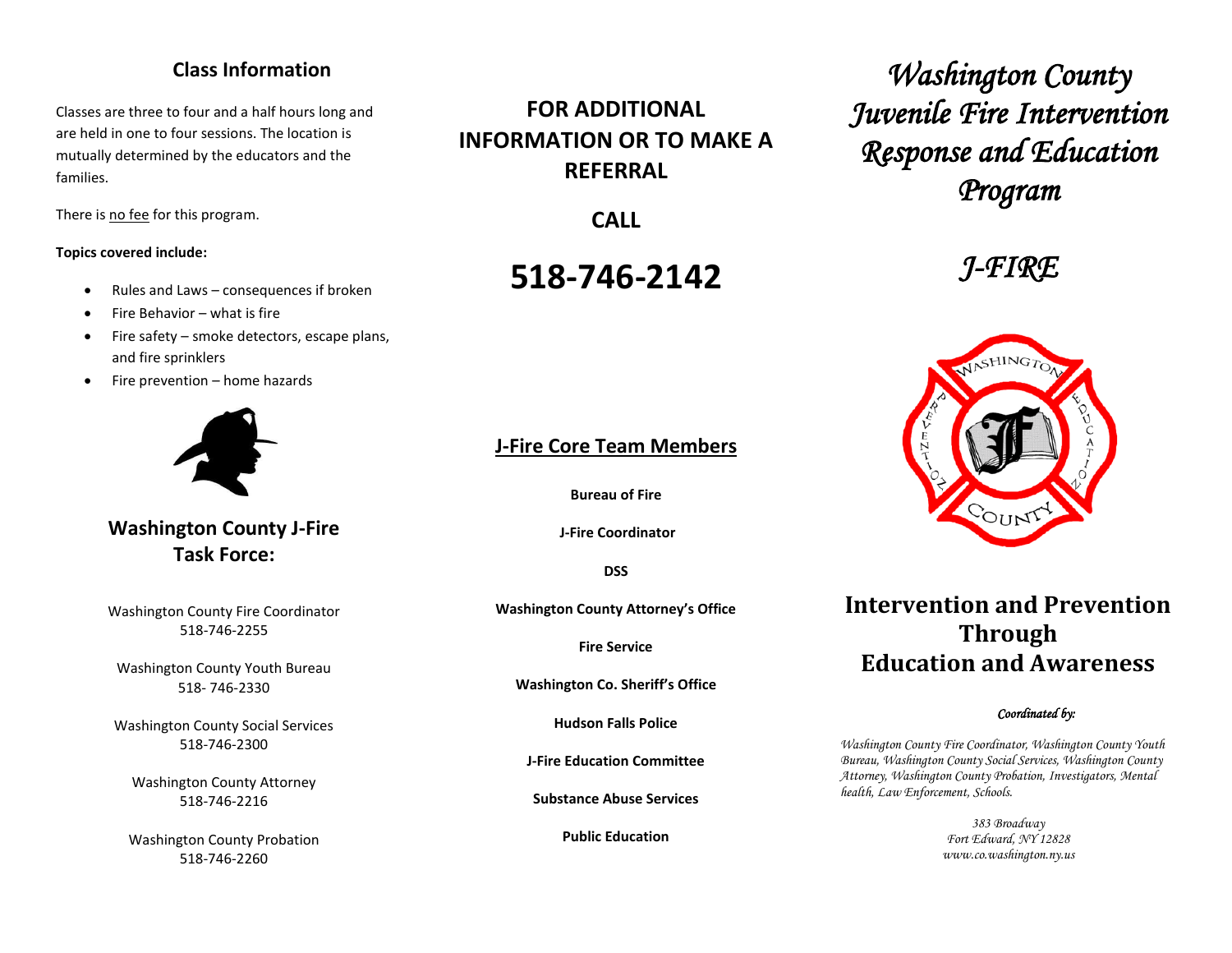## Class Information

Classes are three to four and a half hours long and are held in one to four sessions. The location is mutually determined by the educators and the families.

There is no fee for this program.

**Topics covered include:**

- Rules and Laws – consequences if broken
- Fire Behavior – what is fire
- Fire safety – smoke detectors, escape plans, and fire sprinklers
- Fire prevention – home hazards

## Washington County J-Fire Task Force:

Washington County Fire Coordinator
518-746-2255

Washington County Youth Bureau
518- 746-2330

Washington County Social Services
518-746-2300

Washington County Attorney
518-746-2216

Washington County Probation
518-746-2260

## FOR ADDITIONAL INFORMATION OR TO MAKE A REFERRAL

**CALL**

# 518-746-2142

## J-Fire Core Team Members

**Bureau of Fire**

**J-Fire Coordinator**

**DSS**

**Washington County Attorney's Office**

**Fire Service**

**Washington Co. Sheriff's Office**

**Hudson Falls Police**

**J-Fire Education Committee**

**Substance Abuse Services**

**Public Education**

# *Washington County Juvenile Fire Intervention Response and Education Program*

## *J-FIRE*

WASHINGTON
PREVENTION
EDUCATION
COUNTY

## Intervention and Prevention Through Education and Awareness

*Coordinated by:*

*Washington County Fire Coordinator, Washington County Youth Bureau, Washington County Social Services, Washington County Attorney, Washington County Probation, Investigators, Mental health, Law Enforcement, Schools.*

*383 Broadway*
*Fort Edward, NY 12828*
*www.co.washington.ny.us*